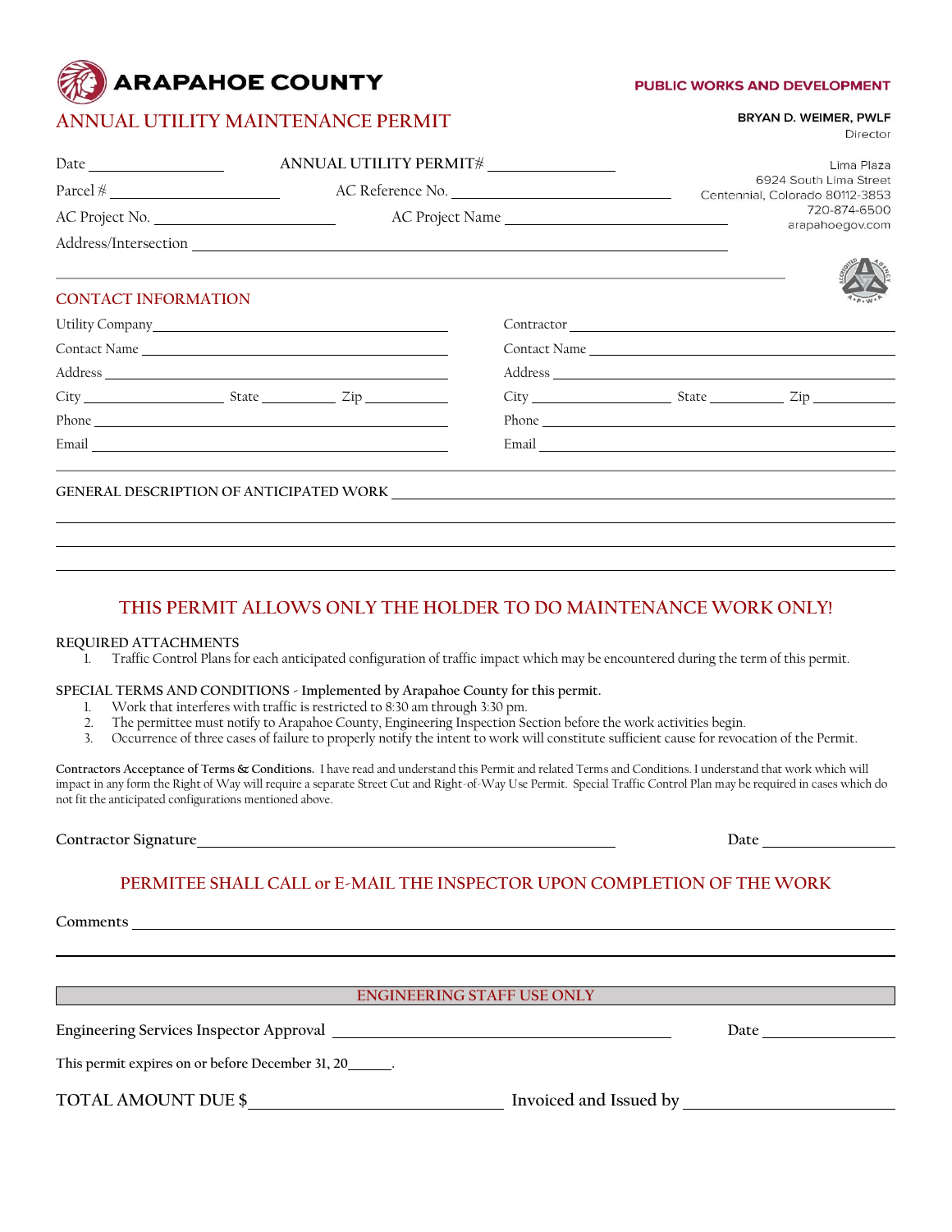# ARAPAHOE COUNTY

**PUBLIC WORKS AND DEVELOPMENT**

## ANNUAL UTILITY MAINTENANCE PERMIT

**BRYAN D. WEIMER, PWLF**
Director

Lima Plaza
6924 South Lima Street
Centennial, Colorado 80112-3853
720-874-6500
arapahoegov.com

Date ________________ ANNUAL UTILITY PERMIT# ________________

Parcel # ____________________ AC Reference No. ____________________________

AC Project No. ____________________ AC Project Name ____________________________

Address/Intersection ____________________________________________________________

## CONTACT INFORMATION

Utility Company ________________________________

Contact Name ________________________________

Address ________________________________

City ________________ State __________ Zip __________

Phone ________________________________

Email ________________________________

Contractor ________________________________

Contact Name ________________________________

Address ________________________________

City ________________ State __________ Zip __________

Phone ________________________________

Email ________________________________

GENERAL DESCRIPTION OF ANTICIPATED WORK ____________________________________________

________________________________________________________________________________

________________________________________________________________________________

________________________________________________________________________________

### THIS PERMIT ALLOWS ONLY THE HOLDER TO DO MAINTENANCE WORK ONLY!

**REQUIRED ATTACHMENTS**

1. Traffic Control Plans for each anticipated configuration of traffic impact which may be encountered during the term of this permit.

**SPECIAL TERMS AND CONDITIONS - Implemented by Arapahoe County for this permit.**

1. Work that interferes with traffic is restricted to 8:30 am through 3:30 pm.
2. The permittee must notify to Arapahoe County, Engineering Inspection Section before the work activities begin.
3. Occurrence of three cases of failure to properly notify the intent to work will constitute sufficient cause for revocation of the Permit.

**Contractors Acceptance of Terms & Conditions.** I have read and understand this Permit and related Terms and Conditions. I understand that work which will impact in any form the Right of Way will require a separate Street Cut and Right-of-Way Use Permit. Special Traffic Control Plan may be required in cases which do not fit the anticipated configurations mentioned above.

Contractor Signature ________________________________________ Date ________________

### PERMITEE SHALL CALL or E-MAIL THE INSPECTOR UPON COMPLETION OF THE WORK

Comments ________________________________________________________________________

________________________________________________________________________________

**ENGINEERING STAFF USE ONLY**

Engineering Services Inspector Approval ______________________________ Date ________________

This permit expires on or before December 31, 20_____.

TOTAL AMOUNT DUE $ ______________________ Invoiced and Issued by ______________________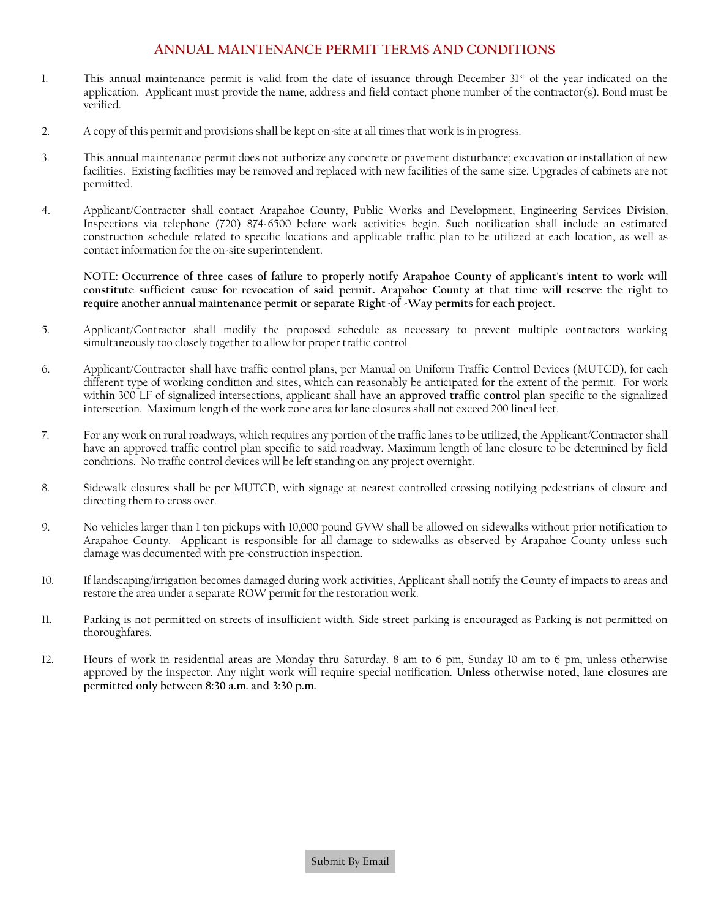# ANNUAL MAINTENANCE PERMIT TERMS AND CONDITIONS

1. This annual maintenance permit is valid from the date of issuance through December 31st of the year indicated on the application. Applicant must provide the name, address and field contact phone number of the contractor(s). Bond must be verified.

2. A copy of this permit and provisions shall be kept on-site at all times that work is in progress.

3. This annual maintenance permit does not authorize any concrete or pavement disturbance; excavation or installation of new facilities. Existing facilities may be removed and replaced with new facilities of the same size. Upgrades of cabinets are not permitted.

4. Applicant/Contractor shall contact Arapahoe County, Public Works and Development, Engineering Services Division, Inspections via telephone (720) 874-6500 before work activities begin. Such notification shall include an estimated construction schedule related to specific locations and applicable traffic plan to be utilized at each location, as well as contact information for the on-site superintendent.

   **NOTE: Occurrence of three cases of failure to properly notify Arapahoe County of applicant's intent to work will constitute sufficient cause for revocation of said permit. Arapahoe County at that time will reserve the right to require another annual maintenance permit or separate Right-of -Way permits for each project.**

5. Applicant/Contractor shall modify the proposed schedule as necessary to prevent multiple contractors working simultaneously too closely together to allow for proper traffic control

6. Applicant/Contractor shall have traffic control plans, per Manual on Uniform Traffic Control Devices (MUTCD), for each different type of working condition and sites, which can reasonably be anticipated for the extent of the permit. For work within 300 LF of signalized intersections, applicant shall have an **approved traffic control plan** specific to the signalized intersection. Maximum length of the work zone area for lane closures shall not exceed 200 lineal feet.

7. For any work on rural roadways, which requires any portion of the traffic lanes to be utilized, the Applicant/Contractor shall have an approved traffic control plan specific to said roadway. Maximum length of lane closure to be determined by field conditions. No traffic control devices will be left standing on any project overnight.

8. Sidewalk closures shall be per MUTCD, with signage at nearest controlled crossing notifying pedestrians of closure and directing them to cross over.

9. No vehicles larger than 1 ton pickups with 10,000 pound GVW shall be allowed on sidewalks without prior notification to Arapahoe County. Applicant is responsible for all damage to sidewalks as observed by Arapahoe County unless such damage was documented with pre-construction inspection.

10. If landscaping/irrigation becomes damaged during work activities, Applicant shall notify the County of impacts to areas and restore the area under a separate ROW permit for the restoration work.

11. Parking is not permitted on streets of insufficient width. Side street parking is encouraged as Parking is not permitted on thoroughfares.

12. Hours of work in residential areas are Monday thru Saturday. 8 am to 6 pm, Sunday 10 am to 6 pm, unless otherwise approved by the inspector. Any night work will require special notification. **Unless otherwise noted, lane closures are permitted only between 8:30 a.m. and 3:30 p.m.**

Submit By Email